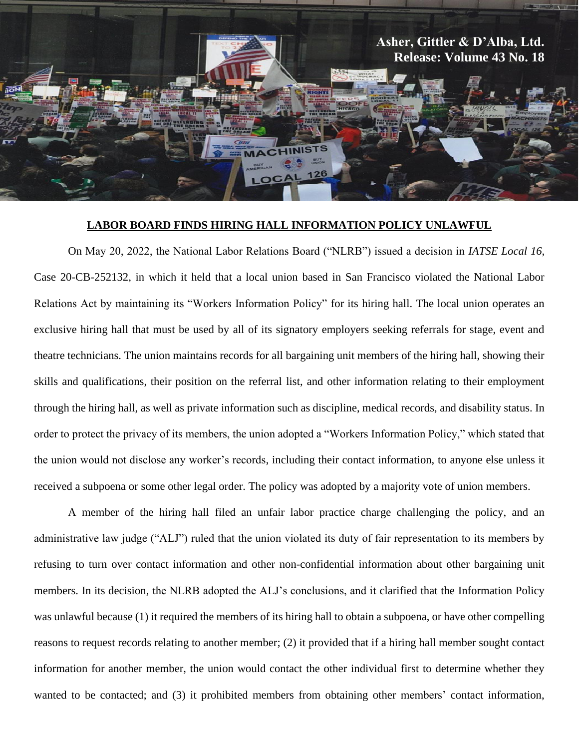**Asher, Gittler & D'Alba, Ltd.**
**Release: Volume 43 No. 18**

## LABOR BOARD FINDS HIRING HALL INFORMATION POLICY UNLAWFUL

On May 20, 2022, the National Labor Relations Board ("NLRB") issued a decision in *IATSE Local 16*, Case 20-CB-252132, in which it held that a local union based in San Francisco violated the National Labor Relations Act by maintaining its "Workers Information Policy" for its hiring hall. The local union operates an exclusive hiring hall that must be used by all of its signatory employers seeking referrals for stage, event and theatre technicians. The union maintains records for all bargaining unit members of the hiring hall, showing their skills and qualifications, their position on the referral list, and other information relating to their employment through the hiring hall, as well as private information such as discipline, medical records, and disability status. In order to protect the privacy of its members, the union adopted a "Workers Information Policy," which stated that the union would not disclose any worker's records, including their contact information, to anyone else unless it received a subpoena or some other legal order. The policy was adopted by a majority vote of union members.

A member of the hiring hall filed an unfair labor practice charge challenging the policy, and an administrative law judge ("ALJ") ruled that the union violated its duty of fair representation to its members by refusing to turn over contact information and other non-confidential information about other bargaining unit members. In its decision, the NLRB adopted the ALJ's conclusions, and it clarified that the Information Policy was unlawful because (1) it required the members of its hiring hall to obtain a subpoena, or have other compelling reasons to request records relating to another member; (2) it provided that if a hiring hall member sought contact information for another member, the union would contact the other individual first to determine whether they wanted to be contacted; and (3) it prohibited members from obtaining other members' contact information,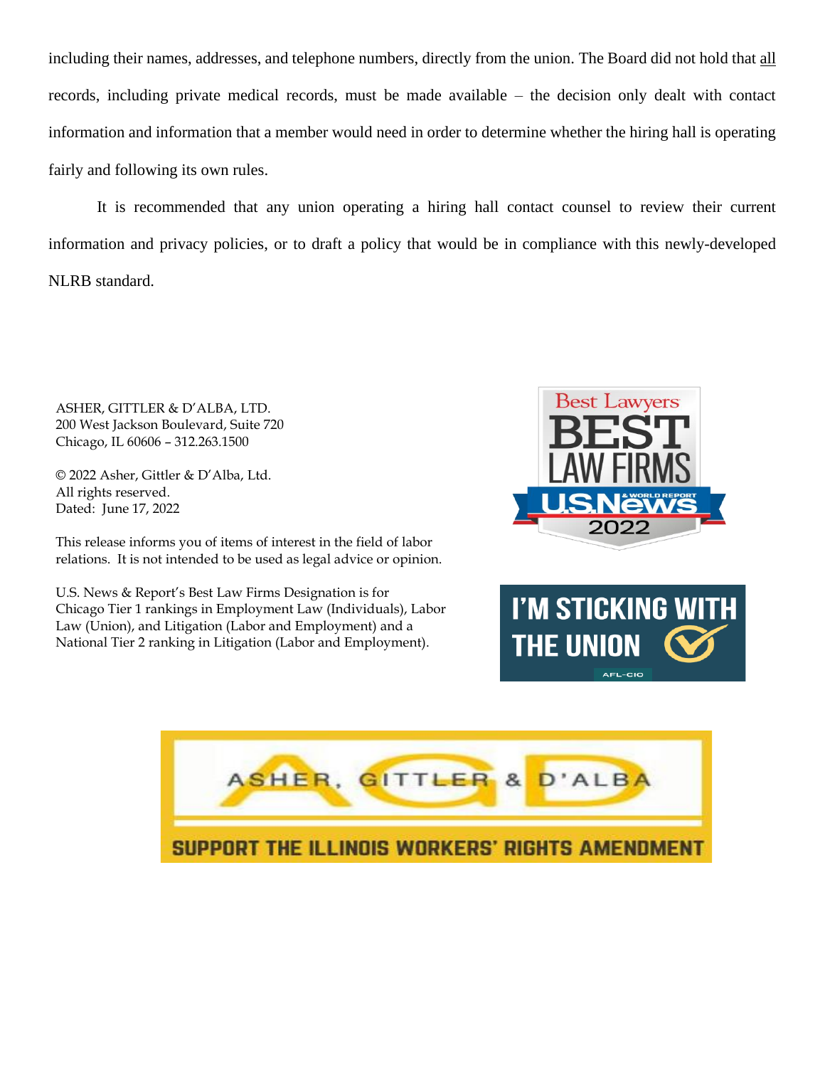including their names, addresses, and telephone numbers, directly from the union. The Board did not hold that <u>all</u> records, including private medical records, must be made available – the decision only dealt with contact information and information that a member would need in order to determine whether the hiring hall is operating fairly and following its own rules.

It is recommended that any union operating a hiring hall contact counsel to review their current information and privacy policies, or to draft a policy that would be in compliance with this newly-developed NLRB standard.

ASHER, GITTLER & D'ALBA, LTD.
200 West Jackson Boulevard, Suite 720
Chicago, IL 60606 – 312.263.1500

© 2022 Asher, Gittler & D'Alba, Ltd.
All rights reserved.
Dated: June 17, 2022

This release informs you of items of interest in the field of labor relations. It is not intended to be used as legal advice or opinion.

U.S. News & Report's Best Law Firms Designation is for Chicago Tier 1 rankings in Employment Law (Individuals), Labor Law (Union), and Litigation (Labor and Employment) and a National Tier 2 ranking in Litigation (Labor and Employment).

Best Lawyers
BEST LAW FIRMS
U.S.News & WORLD REPORT
2022

I'M STICKING WITH THE UNION
AFL-CIO

ASHER, GITTLER & D'ALBA

SUPPORT THE ILLINOIS WORKERS' RIGHTS AMENDMENT